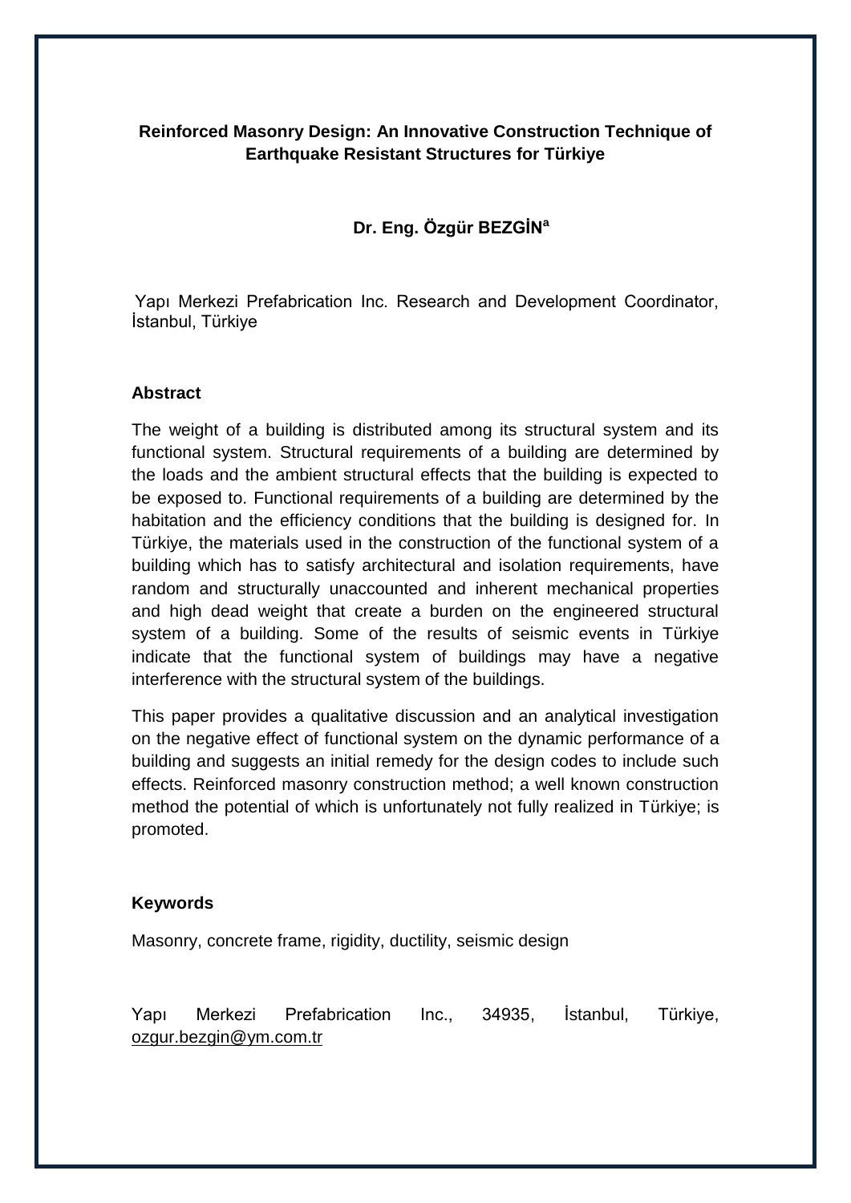# Reinforced Masonry Design: An Innovative Construction Technique of Earthquake Resistant Structures for Türkiye

**Dr. Eng. Özgür BEZGİN[a]**

Yapı Merkezi Prefabrication Inc. Research and Development Coordinator, İstanbul, Türkiye

## Abstract

The weight of a building is distributed among its structural system and its functional system. Structural requirements of a building are determined by the loads and the ambient structural effects that the building is expected to be exposed to. Functional requirements of a building are determined by the habitation and the efficiency conditions that the building is designed for. In Türkiye, the materials used in the construction of the functional system of a building which has to satisfy architectural and isolation requirements, have random and structurally unaccounted and inherent mechanical properties and high dead weight that create a burden on the engineered structural system of a building. Some of the results of seismic events in Türkiye indicate that the functional system of buildings may have a negative interference with the structural system of the buildings.

This paper provides a qualitative discussion and an analytical investigation on the negative effect of functional system on the dynamic performance of a building and suggests an initial remedy for the design codes to include such effects. Reinforced masonry construction method; a well known construction method the potential of which is unfortunately not fully realized in Türkiye; is promoted.

## Keywords

Masonry, concrete frame, rigidity, ductility, seismic design

Yapı Merkezi Prefabrication Inc., 34935, İstanbul, Türkiye, ozgur.bezgin@ym.com.tr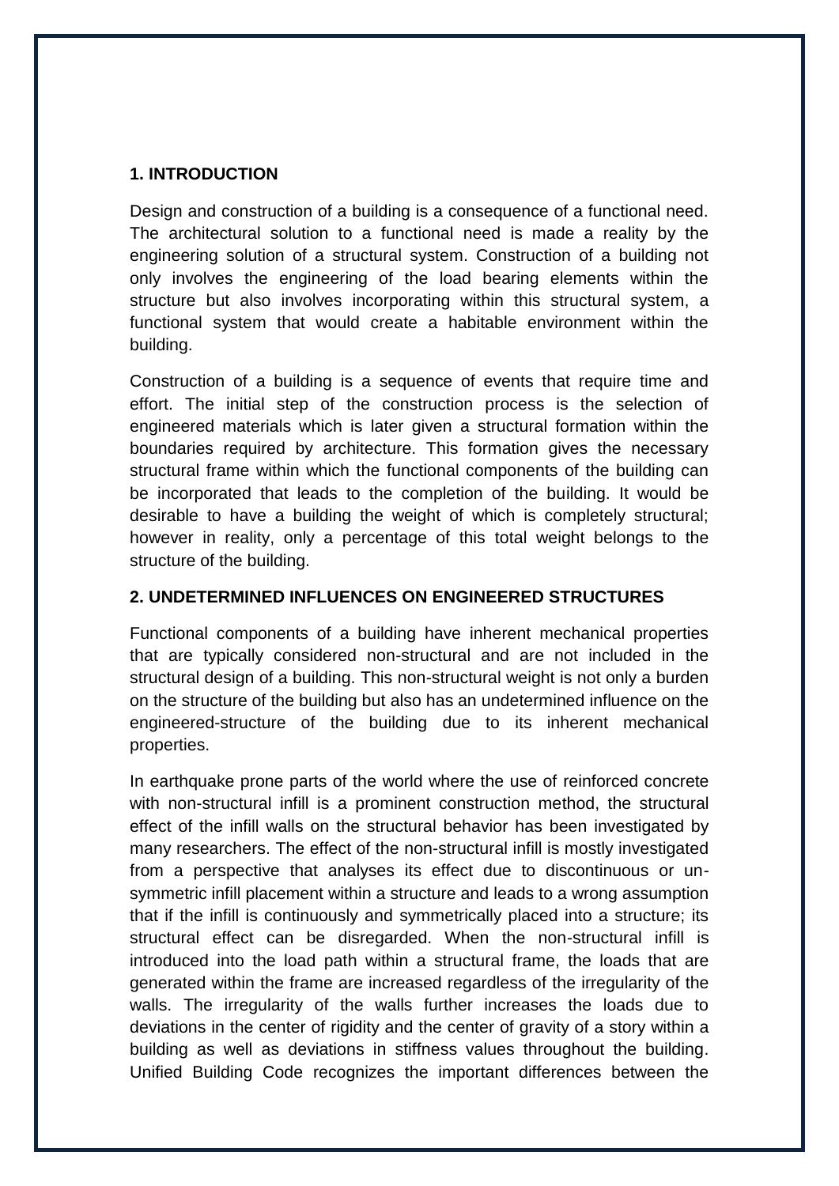## 1. INTRODUCTION

Design and construction of a building is a consequence of a functional need. The architectural solution to a functional need is made a reality by the engineering solution of a structural system. Construction of a building not only involves the engineering of the load bearing elements within the structure but also involves incorporating within this structural system, a functional system that would create a habitable environment within the building.

Construction of a building is a sequence of events that require time and effort. The initial step of the construction process is the selection of engineered materials which is later given a structural formation within the boundaries required by architecture. This formation gives the necessary structural frame within which the functional components of the building can be incorporated that leads to the completion of the building. It would be desirable to have a building the weight of which is completely structural; however in reality, only a percentage of this total weight belongs to the structure of the building.

## 2. UNDETERMINED INFLUENCES ON ENGINEERED STRUCTURES

Functional components of a building have inherent mechanical properties that are typically considered non-structural and are not included in the structural design of a building. This non-structural weight is not only a burden on the structure of the building but also has an undetermined influence on the engineered-structure of the building due to its inherent mechanical properties.

In earthquake prone parts of the world where the use of reinforced concrete with non-structural infill is a prominent construction method, the structural effect of the infill walls on the structural behavior has been investigated by many researchers. The effect of the non-structural infill is mostly investigated from a perspective that analyses its effect due to discontinuous or un-symmetric infill placement within a structure and leads to a wrong assumption that if the infill is continuously and symmetrically placed into a structure; its structural effect can be disregarded. When the non-structural infill is introduced into the load path within a structural frame, the loads that are generated within the frame are increased regardless of the irregularity of the walls. The irregularity of the walls further increases the loads due to deviations in the center of rigidity and the center of gravity of a story within a building as well as deviations in stiffness values throughout the building. Unified Building Code recognizes the important differences between the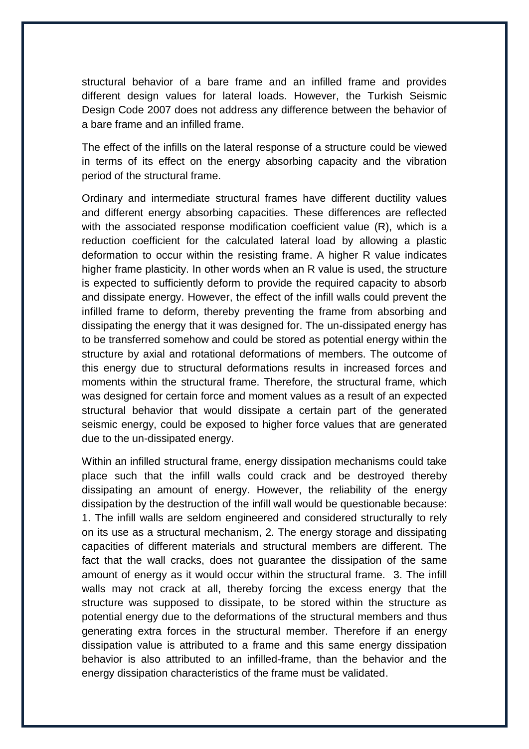structural behavior of a bare frame and an infilled frame and provides different design values for lateral loads. However, the Turkish Seismic Design Code 2007 does not address any difference between the behavior of a bare frame and an infilled frame.

The effect of the infills on the lateral response of a structure could be viewed in terms of its effect on the energy absorbing capacity and the vibration period of the structural frame.

Ordinary and intermediate structural frames have different ductility values and different energy absorbing capacities. These differences are reflected with the associated response modification coefficient value (R), which is a reduction coefficient for the calculated lateral load by allowing a plastic deformation to occur within the resisting frame. A higher R value indicates higher frame plasticity. In other words when an R value is used, the structure is expected to sufficiently deform to provide the required capacity to absorb and dissipate energy. However, the effect of the infill walls could prevent the infilled frame to deform, thereby preventing the frame from absorbing and dissipating the energy that it was designed for. The un-dissipated energy has to be transferred somehow and could be stored as potential energy within the structure by axial and rotational deformations of members. The outcome of this energy due to structural deformations results in increased forces and moments within the structural frame. Therefore, the structural frame, which was designed for certain force and moment values as a result of an expected structural behavior that would dissipate a certain part of the generated seismic energy, could be exposed to higher force values that are generated due to the un-dissipated energy.

Within an infilled structural frame, energy dissipation mechanisms could take place such that the infill walls could crack and be destroyed thereby dissipating an amount of energy. However, the reliability of the energy dissipation by the destruction of the infill wall would be questionable because: 1. The infill walls are seldom engineered and considered structurally to rely on its use as a structural mechanism, 2. The energy storage and dissipating capacities of different materials and structural members are different. The fact that the wall cracks, does not guarantee the dissipation of the same amount of energy as it would occur within the structural frame. 3. The infill walls may not crack at all, thereby forcing the excess energy that the structure was supposed to dissipate, to be stored within the structure as potential energy due to the deformations of the structural members and thus generating extra forces in the structural member. Therefore if an energy dissipation value is attributed to a frame and this same energy dissipation behavior is also attributed to an infilled-frame, than the behavior and the energy dissipation characteristics of the frame must be validated.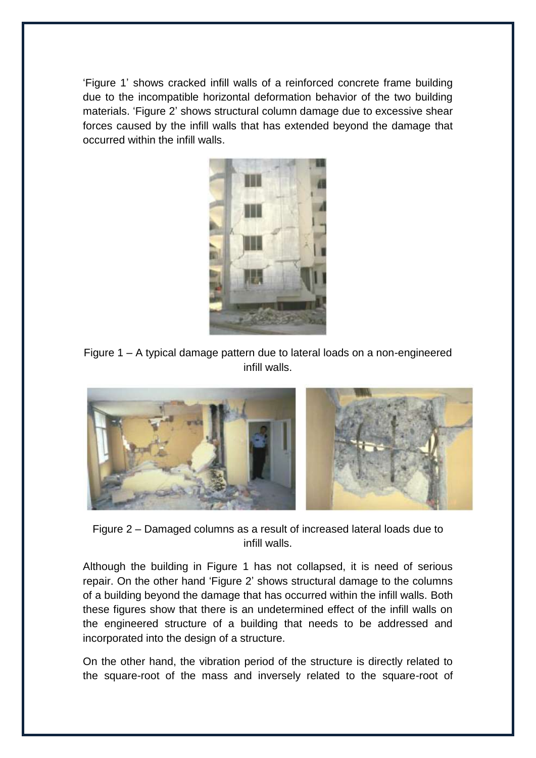'Figure 1' shows cracked infill walls of a reinforced concrete frame building due to the incompatible horizontal deformation behavior of the two building materials. 'Figure 2' shows structural column damage due to excessive shear forces caused by the infill walls that has extended beyond the damage that occurred within the infill walls.

Figure 1 – A typical damage pattern due to lateral loads on a non-engineered infill walls.

Figure 2 – Damaged columns as a result of increased lateral loads due to infill walls.

Although the building in Figure 1 has not collapsed, it is need of serious repair. On the other hand 'Figure 2' shows structural damage to the columns of a building beyond the damage that has occurred within the infill walls. Both these figures show that there is an undetermined effect of the infill walls on the engineered structure of a building that needs to be addressed and incorporated into the design of a structure.

On the other hand, the vibration period of the structure is directly related to the square-root of the mass and inversely related to the square-root of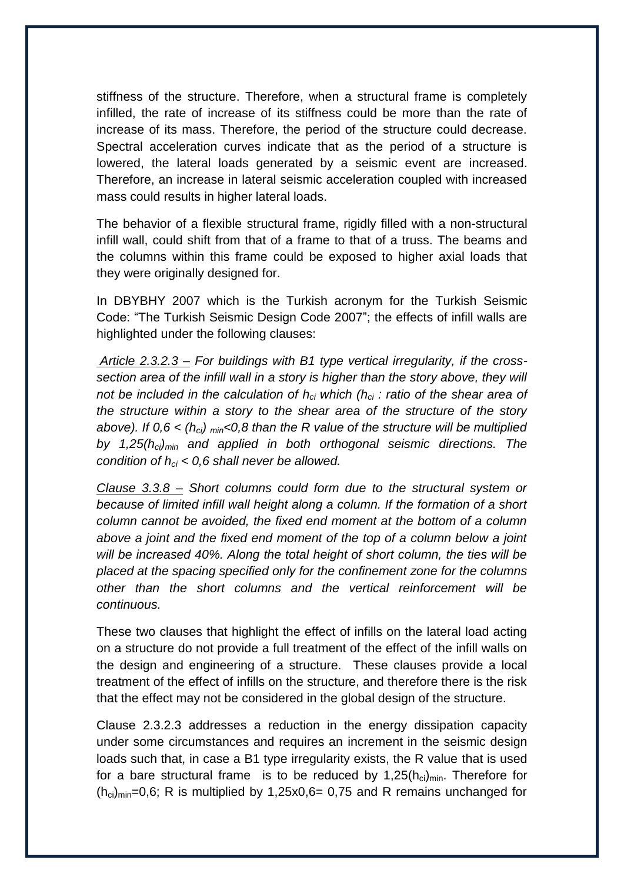stiffness of the structure. Therefore, when a structural frame is completely infilled, the rate of increase of its stiffness could be more than the rate of increase of its mass. Therefore, the period of the structure could decrease. Spectral acceleration curves indicate that as the period of a structure is lowered, the lateral loads generated by a seismic event are increased. Therefore, an increase in lateral seismic acceleration coupled with increased mass could results in higher lateral loads.

The behavior of a flexible structural frame, rigidly filled with a non-structural infill wall, could shift from that of a frame to that of a truss. The beams and the columns within this frame could be exposed to higher axial loads that they were originally designed for.

In DBYBHY 2007 which is the Turkish acronym for the Turkish Seismic Code: "The Turkish Seismic Design Code 2007"; the effects of infill walls are highlighted under the following clauses:

*Article 2.3.2.3 – For buildings with B1 type vertical irregularity, if the cross-section area of the infill wall in a story is higher than the story above, they will not be included in the calculation of $h_{ci}$ which ($h_{ci}$ : ratio of the shear area of the structure within a story to the shear area of the structure of the story above). If $0,6 < (h_{ci})_{min} < 0,8$ than the R value of the structure will be multiplied by $1,25(h_{ci})_{min}$ and applied in both orthogonal seismic directions. The condition of $h_{ci} < 0,6$ shall never be allowed.*

*Clause 3.3.8 – Short columns could form due to the structural system or because of limited infill wall height along a column. If the formation of a short column cannot be avoided, the fixed end moment at the bottom of a column above a joint and the fixed end moment of the top of a column below a joint will be increased 40%. Along the total height of short column, the ties will be placed at the spacing specified only for the confinement zone for the columns other than the short columns and the vertical reinforcement will be continuous.*

These two clauses that highlight the effect of infills on the lateral load acting on a structure do not provide a full treatment of the effect of the infill walls on the design and engineering of a structure. These clauses provide a local treatment of the effect of infills on the structure, and therefore there is the risk that the effect may not be considered in the global design of the structure.

Clause 2.3.2.3 addresses a reduction in the energy dissipation capacity under some circumstances and requires an increment in the seismic design loads such that, in case a B1 type irregularity exists, the R value that is used for a bare structural frame is to be reduced by $1,25(h_{ci})_{min}$. Therefore for $(h_{ci})_{min}=0,6$; R is multiplied by $1,25 \times 0,6= 0,75$ and R remains unchanged for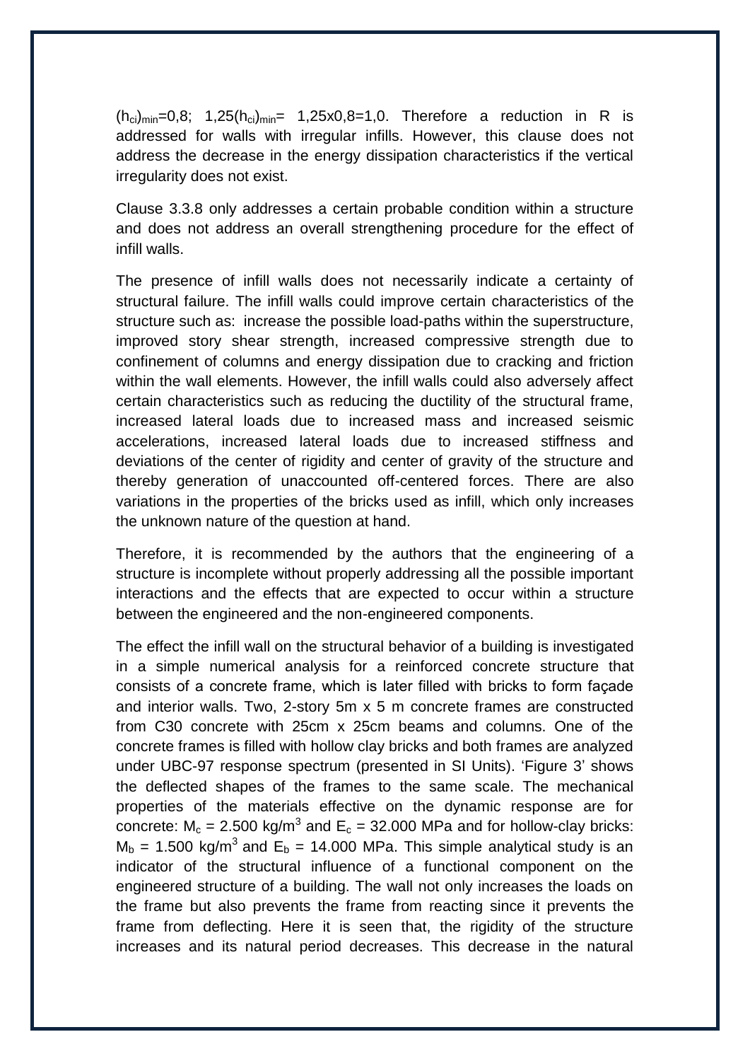$(h_{ci})_{min}$=0,8; $1,25(h_{ci})_{min}$= 1,25x0,8=1,0. Therefore a reduction in R is addressed for walls with irregular infills. However, this clause does not address the decrease in the energy dissipation characteristics if the vertical irregularity does not exist.

Clause 3.3.8 only addresses a certain probable condition within a structure and does not address an overall strengthening procedure for the effect of infill walls.

The presence of infill walls does not necessarily indicate a certainty of structural failure. The infill walls could improve certain characteristics of the structure such as: increase the possible load-paths within the superstructure, improved story shear strength, increased compressive strength due to confinement of columns and energy dissipation due to cracking and friction within the wall elements. However, the infill walls could also adversely affect certain characteristics such as reducing the ductility of the structural frame, increased lateral loads due to increased mass and increased seismic accelerations, increased lateral loads due to increased stiffness and deviations of the center of rigidity and center of gravity of the structure and thereby generation of unaccounted off-centered forces. There are also variations in the properties of the bricks used as infill, which only increases the unknown nature of the question at hand.

Therefore, it is recommended by the authors that the engineering of a structure is incomplete without properly addressing all the possible important interactions and the effects that are expected to occur within a structure between the engineered and the non-engineered components.

The effect the infill wall on the structural behavior of a building is investigated in a simple numerical analysis for a reinforced concrete structure that consists of a concrete frame, which is later filled with bricks to form façade and interior walls. Two, 2-story 5m x 5 m concrete frames are constructed from C30 concrete with 25cm x 25cm beams and columns. One of the concrete frames is filled with hollow clay bricks and both frames are analyzed under UBC-97 response spectrum (presented in SI Units). 'Figure 3' shows the deflected shapes of the frames to the same scale. The mechanical properties of the materials effective on the dynamic response are for concrete: $M_c$ = 2.500 kg/m$^3$ and $E_c$ = 32.000 MPa and for hollow-clay bricks: $M_b$ = 1.500 kg/m$^3$ and $E_b$ = 14.000 MPa. This simple analytical study is an indicator of the structural influence of a functional component on the engineered structure of a building. The wall not only increases the loads on the frame but also prevents the frame from reacting since it prevents the frame from deflecting. Here it is seen that, the rigidity of the structure increases and its natural period decreases. This decrease in the natural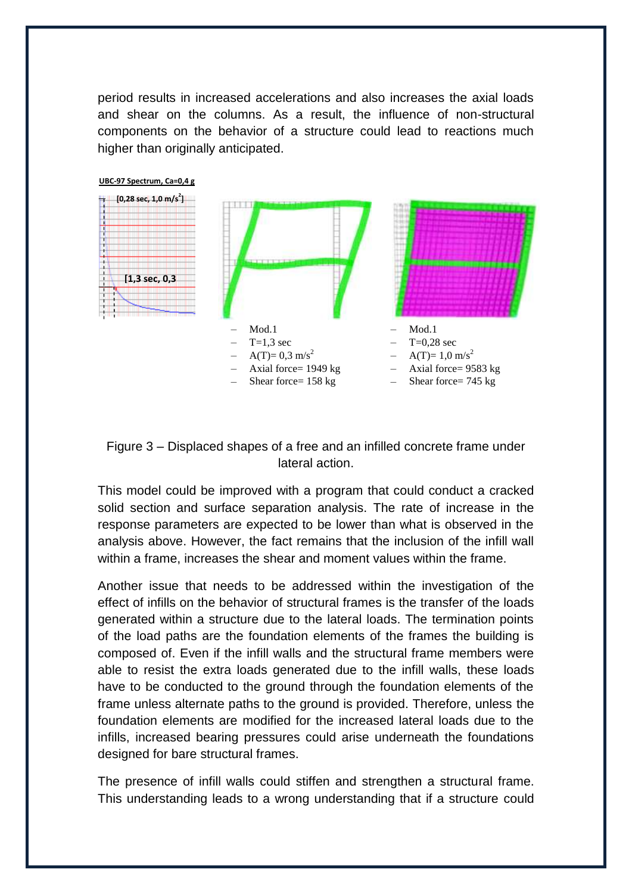period results in increased accelerations and also increases the axial loads and shear on the columns. As a result, the influence of non-structural components on the behavior of a structure could lead to reactions much higher than originally anticipated.

**UBC-97 Spectrum, Ca=0,4 g**

[0,28 sec, 1,0 m/s$^2$]

[1,3 sec, 0,3

- Mod.1
- T=1,3 sec
- A(T)= 0,3 m/s$^2$
- Axial force= 1949 kg
- Shear force= 158 kg

- Mod.1
- T=0,28 sec
- A(T)= 1,0 m/s$^2$
- Axial force= 9583 kg
- Shear force= 745 kg

Figure 3 – Displaced shapes of a free and an infilled concrete frame under lateral action.

This model could be improved with a program that could conduct a cracked solid section and surface separation analysis. The rate of increase in the response parameters are expected to be lower than what is observed in the analysis above. However, the fact remains that the inclusion of the infill wall within a frame, increases the shear and moment values within the frame.

Another issue that needs to be addressed within the investigation of the effect of infills on the behavior of structural frames is the transfer of the loads generated within a structure due to the lateral loads. The termination points of the load paths are the foundation elements of the frames the building is composed of. Even if the infill walls and the structural frame members were able to resist the extra loads generated due to the infill walls, these loads have to be conducted to the ground through the foundation elements of the frame unless alternate paths to the ground is provided. Therefore, unless the foundation elements are modified for the increased lateral loads due to the infills, increased bearing pressures could arise underneath the foundations designed for bare structural frames.

The presence of infill walls could stiffen and strengthen a structural frame. This understanding leads to a wrong understanding that if a structure could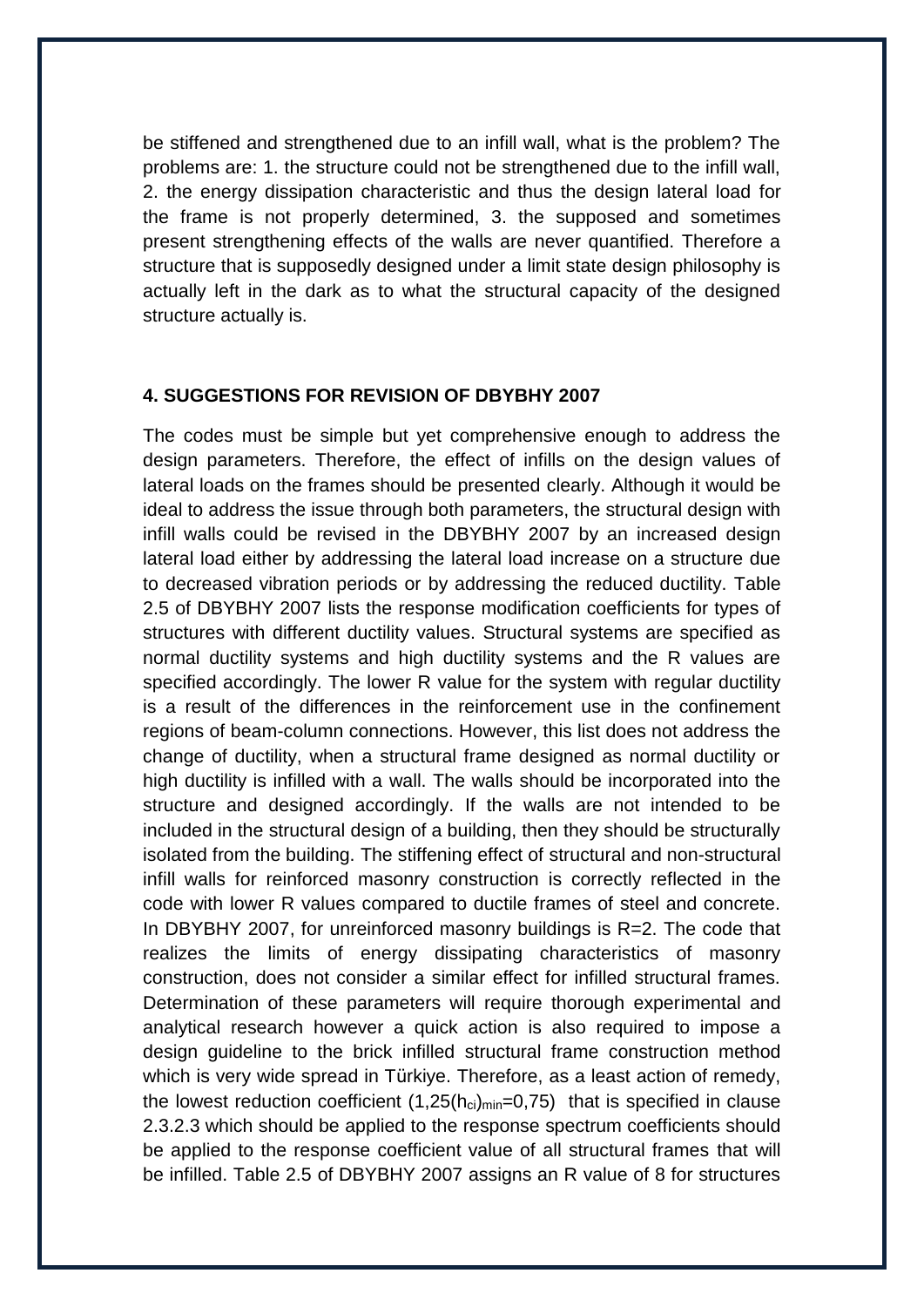be stiffened and strengthened due to an infill wall, what is the problem? The problems are: 1. the structure could not be strengthened due to the infill wall, 2. the energy dissipation characteristic and thus the design lateral load for the frame is not properly determined, 3. the supposed and sometimes present strengthening effects of the walls are never quantified. Therefore a structure that is supposedly designed under a limit state design philosophy is actually left in the dark as to what the structural capacity of the designed structure actually is.

#### 4. SUGGESTIONS FOR REVISION OF DBYBHY 2007

The codes must be simple but yet comprehensive enough to address the design parameters. Therefore, the effect of infills on the design values of lateral loads on the frames should be presented clearly. Although it would be ideal to address the issue through both parameters, the structural design with infill walls could be revised in the DBYBHY 2007 by an increased design lateral load either by addressing the lateral load increase on a structure due to decreased vibration periods or by addressing the reduced ductility. Table 2.5 of DBYBHY 2007 lists the response modification coefficients for types of structures with different ductility values. Structural systems are specified as normal ductility systems and high ductility systems and the R values are specified accordingly. The lower R value for the system with regular ductility is a result of the differences in the reinforcement use in the confinement regions of beam-column connections. However, this list does not address the change of ductility, when a structural frame designed as normal ductility or high ductility is infilled with a wall. The walls should be incorporated into the structure and designed accordingly. If the walls are not intended to be included in the structural design of a building, then they should be structurally isolated from the building. The stiffening effect of structural and non-structural infill walls for reinforced masonry construction is correctly reflected in the code with lower R values compared to ductile frames of steel and concrete. In DBYBHY 2007, for unreinforced masonry buildings is R=2. The code that realizes the limits of energy dissipating characteristics of masonry construction, does not consider a similar effect for infilled structural frames. Determination of these parameters will require thorough experimental and analytical research however a quick action is also required to impose a design guideline to the brick infilled structural frame construction method which is very wide spread in Türkiye. Therefore, as a least action of remedy, the lowest reduction coefficient $(1{,}25(h_{ci})_{min}=0{,}75)$ that is specified in clause 2.3.2.3 which should be applied to the response spectrum coefficients should be applied to the response coefficient value of all structural frames that will be infilled. Table 2.5 of DBYBHY 2007 assigns an R value of 8 for structures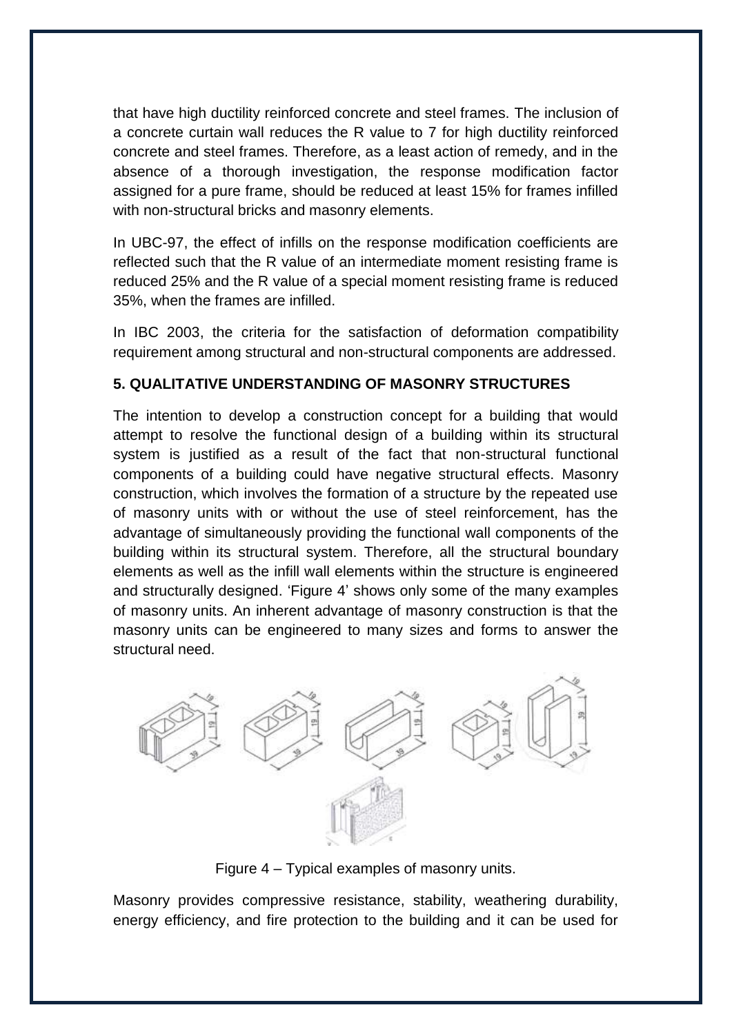that have high ductility reinforced concrete and steel frames. The inclusion of a concrete curtain wall reduces the R value to 7 for high ductility reinforced concrete and steel frames. Therefore, as a least action of remedy, and in the absence of a thorough investigation, the response modification factor assigned for a pure frame, should be reduced at least 15% for frames infilled with non-structural bricks and masonry elements.

In UBC-97, the effect of infills on the response modification coefficients are reflected such that the R value of an intermediate moment resisting frame is reduced 25% and the R value of a special moment resisting frame is reduced 35%, when the frames are infilled.

In IBC 2003, the criteria for the satisfaction of deformation compatibility requirement among structural and non-structural components are addressed.

## 5. QUALITATIVE UNDERSTANDING OF MASONRY STRUCTURES

The intention to develop a construction concept for a building that would attempt to resolve the functional design of a building within its structural system is justified as a result of the fact that non-structural functional components of a building could have negative structural effects. Masonry construction, which involves the formation of a structure by the repeated use of masonry units with or without the use of steel reinforcement, has the advantage of simultaneously providing the functional wall components of the building within its structural system. Therefore, all the structural boundary elements as well as the infill wall elements within the structure is engineered and structurally designed. 'Figure 4' shows only some of the many examples of masonry units. An inherent advantage of masonry construction is that the masonry units can be engineered to many sizes and forms to answer the structural need.

Figure 4 – Typical examples of masonry units.

Masonry provides compressive resistance, stability, weathering durability, energy efficiency, and fire protection to the building and it can be used for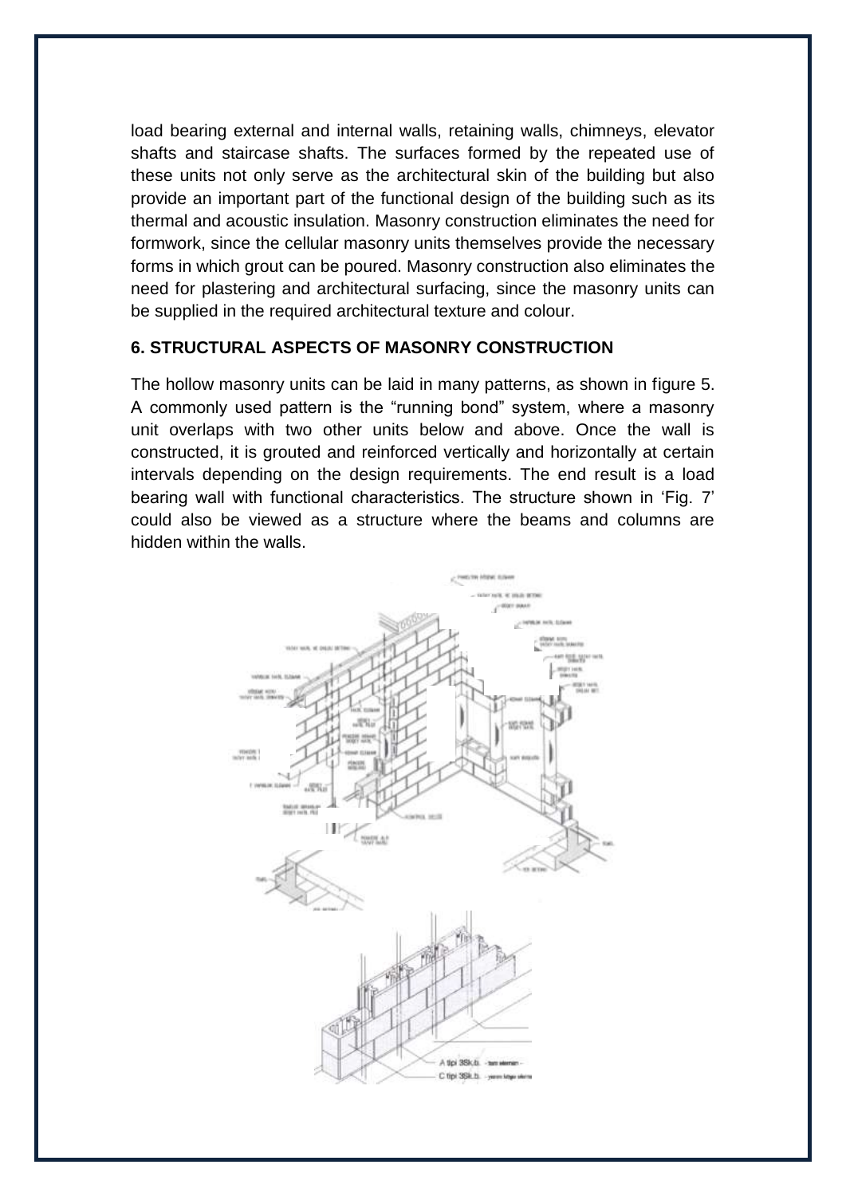load bearing external and internal walls, retaining walls, chimneys, elevator shafts and staircase shafts. The surfaces formed by the repeated use of these units not only serve as the architectural skin of the building but also provide an important part of the functional design of the building such as its thermal and acoustic insulation. Masonry construction eliminates the need for formwork, since the cellular masonry units themselves provide the necessary forms in which grout can be poured. Masonry construction also eliminates the need for plastering and architectural surfacing, since the masonry units can be supplied in the required architectural texture and colour.

### 6. STRUCTURAL ASPECTS OF MASONRY CONSTRUCTION

The hollow masonry units can be laid in many patterns, as shown in figure 5. A commonly used pattern is the "running bond" system, where a masonry unit overlaps with two other units below and above. Once the wall is constructed, it is grouted and reinforced vertically and horizontally at certain intervals depending on the design requirements. The end result is a load bearing wall with functional characteristics. The structure shown in 'Fig. 7' could also be viewed as a structure where the beams and columns are hidden within the walls.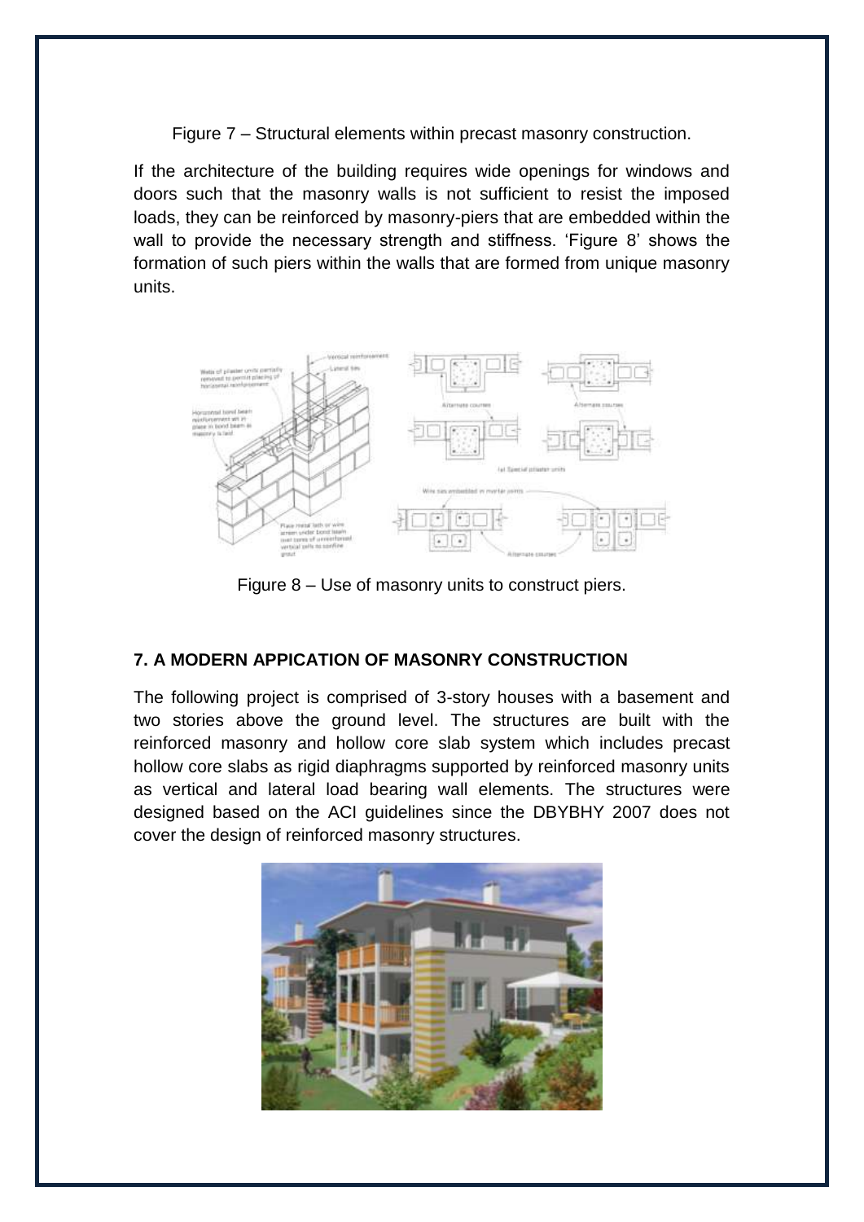Figure 7 – Structural elements within precast masonry construction.

If the architecture of the building requires wide openings for windows and doors such that the masonry walls is not sufficient to resist the imposed loads, they can be reinforced by masonry-piers that are embedded within the wall to provide the necessary strength and stiffness. 'Figure 8' shows the formation of such piers within the walls that are formed from unique masonry units.

Figure 8 – Use of masonry units to construct piers.

## 7. A MODERN APPICATION OF MASONRY CONSTRUCTION

The following project is comprised of 3-story houses with a basement and two stories above the ground level. The structures are built with the reinforced masonry and hollow core slab system which includes precast hollow core slabs as rigid diaphragms supported by reinforced masonry units as vertical and lateral load bearing wall elements. The structures were designed based on the ACI guidelines since the DBYBHY 2007 does not cover the design of reinforced masonry structures.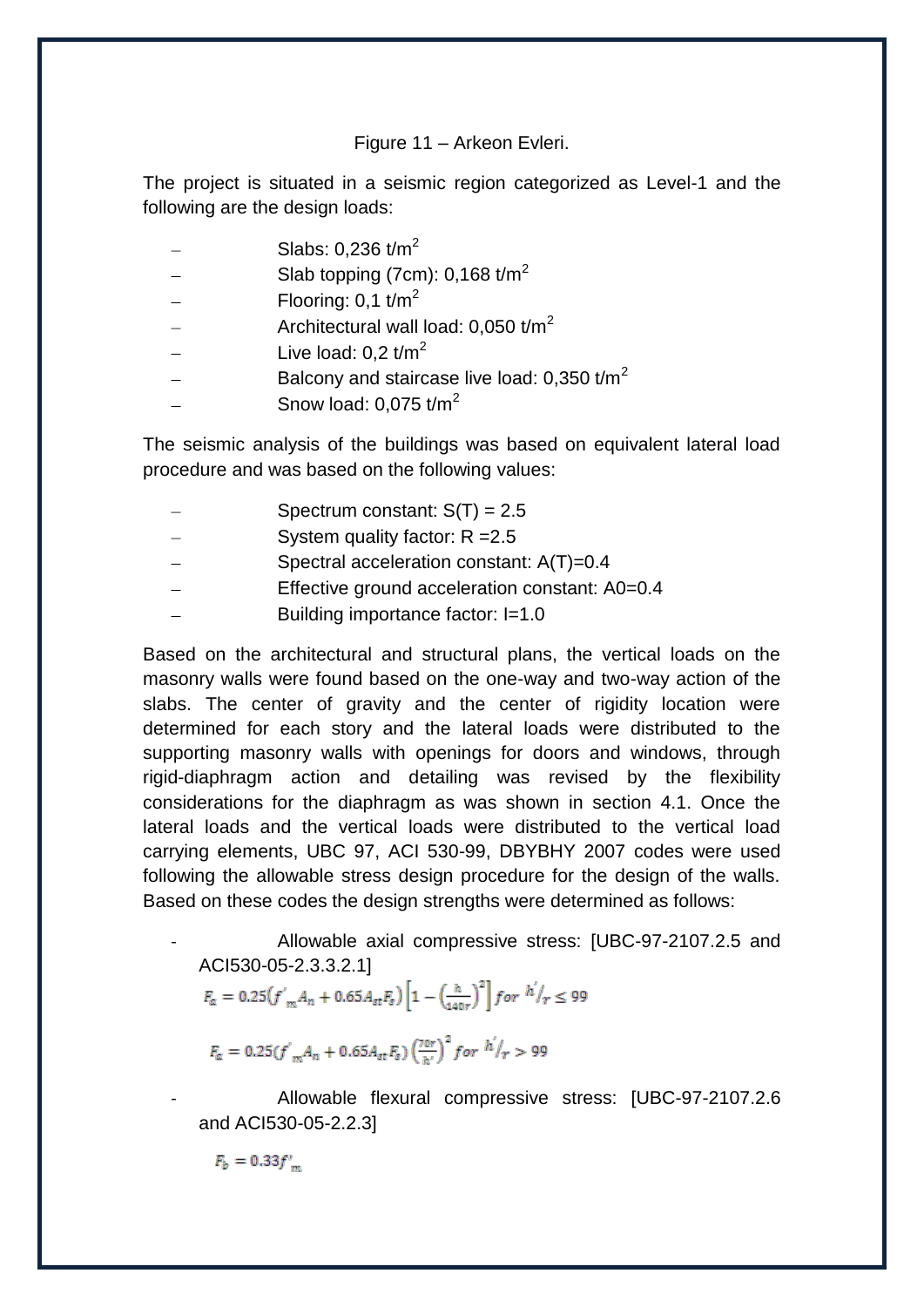Figure 11 – Arkeon Evleri.

The project is situated in a seismic region categorized as Level-1 and the following are the design loads:

- Slabs: 0,236 t/m$^2$
- Slab topping (7cm): 0,168 t/m$^2$
- Flooring: 0,1 t/m$^2$
- Architectural wall load: 0,050 t/m$^2$
- Live load: 0,2 t/m$^2$
- Balcony and staircase live load: 0,350 t/m$^2$
- Snow load: 0,075 t/m$^2$

The seismic analysis of the buildings was based on equivalent lateral load procedure and was based on the following values:

- Spectrum constant: S(T) = 2.5
- System quality factor: R =2.5
- Spectral acceleration constant: A(T)=0.4
- Effective ground acceleration constant: A0=0.4
- Building importance factor: I=1.0

Based on the architectural and structural plans, the vertical loads on the masonry walls were found based on the one-way and two-way action of the slabs. The center of gravity and the center of rigidity location were determined for each story and the lateral loads were distributed to the supporting masonry walls with openings for doors and windows, through rigid-diaphragm action and detailing was revised by the flexibility considerations for the diaphragm as was shown in section 4.1. Once the lateral loads and the vertical loads were distributed to the vertical load carrying elements, UBC 97, ACI 530-99, DBYBHY 2007 codes were used following the allowable stress design procedure for the design of the walls. Based on these codes the design strengths were determined as follows:

- Allowable axial compressive stress: [UBC-97-2107.2.5 and ACI530-05-2.3.3.2.1]

$$F_a = 0.25\left(f'_m A_n + 0.65 A_{st} F_s\right)\left[1 - \left(\frac{h}{140r}\right)^2\right] \; for \; h'/r \leq 99$$

$$F_a = 0.25\left(f'_m A_n + 0.65 A_{st} F_s\right)\left(\frac{70r}{h'}\right)^2 \; for \; h'/r > 99$$

- Allowable flexural compressive stress: [UBC-97-2107.2.6 and ACI530-05-2.2.3]

$$F_b = 0.33 f'_m$$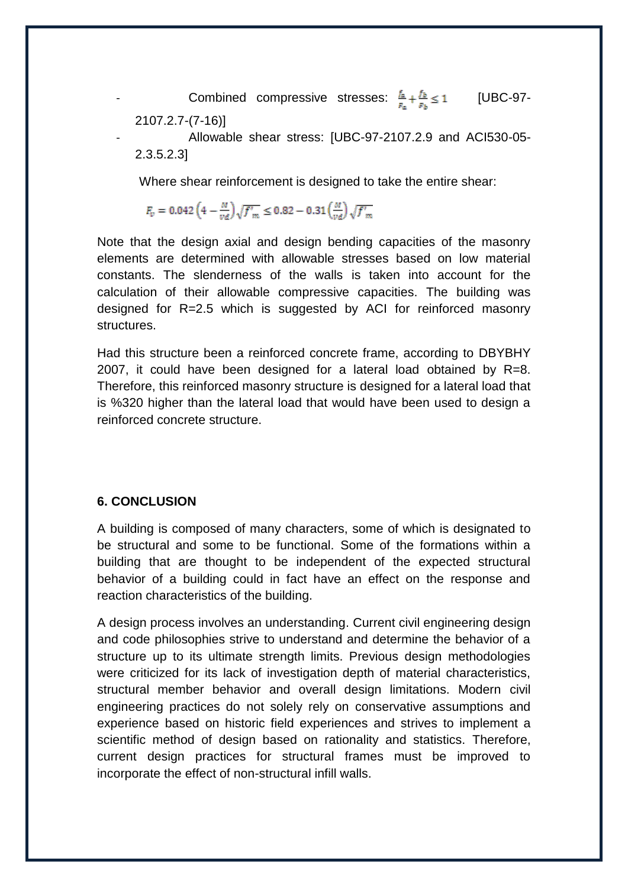- Combined compressive stresses: $\frac{f_a}{F_a} + \frac{f_b}{F_b} \leq 1$ [UBC-97-2107.2.7-(7-16)]
- Allowable shear stress: [UBC-97-2107.2.9 and ACI530-05-2.3.5.2.3]

Where shear reinforcement is designed to take the entire shear:

$$F_v = 0.042\left(4 - \frac{M}{Vd}\right)\sqrt{f'_m} \leq 0.82 - 0.31\left(\frac{M}{Vd}\right)\sqrt{f'_m}$$

Note that the design axial and design bending capacities of the masonry elements are determined with allowable stresses based on low material constants. The slenderness of the walls is taken into account for the calculation of their allowable compressive capacities. The building was designed for R=2.5 which is suggested by ACI for reinforced masonry structures.

Had this structure been a reinforced concrete frame, according to DBYBHY 2007, it could have been designed for a lateral load obtained by R=8. Therefore, this reinforced masonry structure is designed for a lateral load that is %320 higher than the lateral load that would have been used to design a reinforced concrete structure.

## 6. CONCLUSION

A building is composed of many characters, some of which is designated to be structural and some to be functional. Some of the formations within a building that are thought to be independent of the expected structural behavior of a building could in fact have an effect on the response and reaction characteristics of the building.

A design process involves an understanding. Current civil engineering design and code philosophies strive to understand and determine the behavior of a structure up to its ultimate strength limits. Previous design methodologies were criticized for its lack of investigation depth of material characteristics, structural member behavior and overall design limitations. Modern civil engineering practices do not solely rely on conservative assumptions and experience based on historic field experiences and strives to implement a scientific method of design based on rationality and statistics. Therefore, current design practices for structural frames must be improved to incorporate the effect of non-structural infill walls.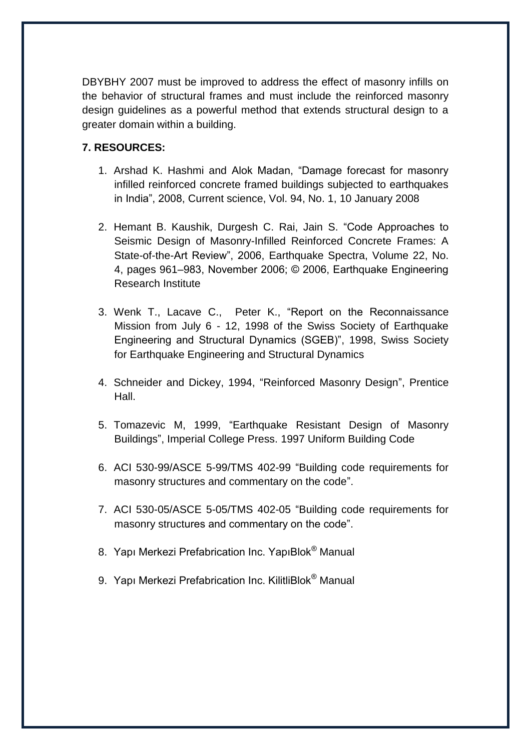DBYBHY 2007 must be improved to address the effect of masonry infills on the behavior of structural frames and must include the reinforced masonry design guidelines as a powerful method that extends structural design to a greater domain within a building.

## 7. RESOURCES:

1. Arshad K. Hashmi and Alok Madan, "Damage forecast for masonry infilled reinforced concrete framed buildings subjected to earthquakes in India", 2008, Current science, Vol. 94, No. 1, 10 January 2008

2. Hemant B. Kaushik, Durgesh C. Rai, Jain S. "Code Approaches to Seismic Design of Masonry-Infilled Reinforced Concrete Frames: A State-of-the-Art Review", 2006, Earthquake Spectra, Volume 22, No. 4, pages 961–983, November 2006; © 2006, Earthquake Engineering Research Institute

3. Wenk T., Lacave C., Peter K., "Report on the Reconnaissance Mission from July 6 - 12, 1998 of the Swiss Society of Earthquake Engineering and Structural Dynamics (SGEB)", 1998, Swiss Society for Earthquake Engineering and Structural Dynamics

4. Schneider and Dickey, 1994, "Reinforced Masonry Design", Prentice Hall.

5. Tomazevic M, 1999, "Earthquake Resistant Design of Masonry Buildings", Imperial College Press. 1997 Uniform Building Code

6. ACI 530-99/ASCE 5-99/TMS 402-99 "Building code requirements for masonry structures and commentary on the code".

7. ACI 530-05/ASCE 5-05/TMS 402-05 "Building code requirements for masonry structures and commentary on the code".

8. Yapı Merkezi Prefabrication Inc. YapıBlok® Manual

9. Yapı Merkezi Prefabrication Inc. KilitliBlok® Manual